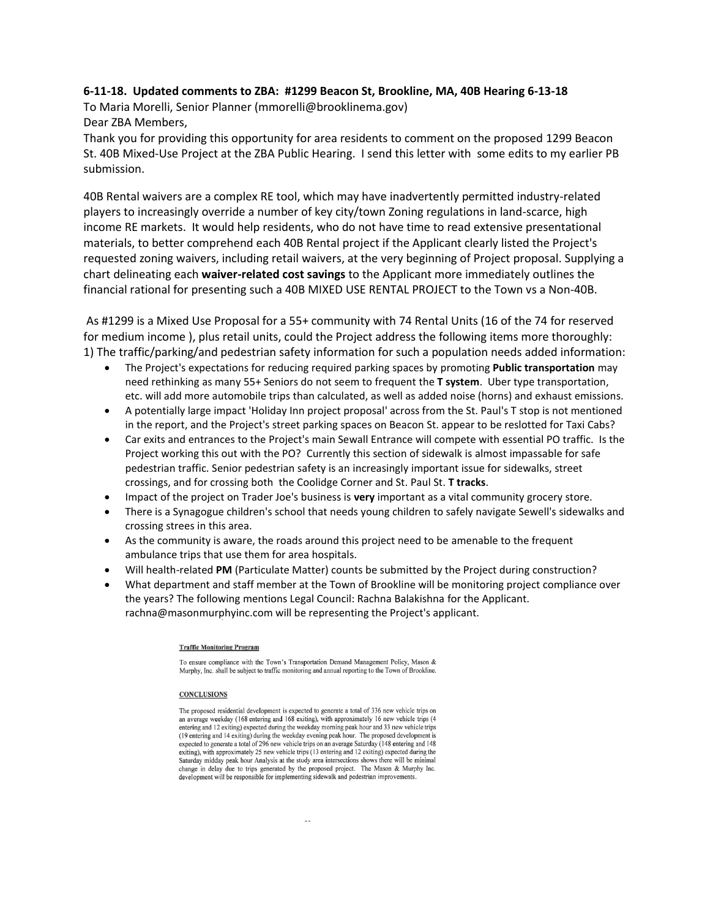**6-11-18. Updated comments to ZBA: #1299 Beacon St, Brookline, MA, 40B Hearing 6-13-18**

To Maria Morelli, Senior Planner (mmorelli@brooklinema.gov)

Dear ZBA Members,

Thank you for providing this opportunity for area residents to comment on the proposed 1299 Beacon St. 40B Mixed-Use Project at the ZBA Public Hearing. I send this letter with some edits to my earlier PB submission.

40B Rental waivers are a complex RE tool, which may have inadvertently permitted industry-related players to increasingly override a number of key city/town Zoning regulations in land-scarce, high income RE markets. It would help residents, who do not have time to read extensive presentational materials, to better comprehend each 40B Rental project if the Applicant clearly listed the Project's requested zoning waivers, including retail waivers, at the very beginning of Project proposal. Supplying a chart delineating each **waiver-related cost savings** to the Applicant more immediately outlines the financial rational for presenting such a 40B MIXED USE RENTAL PROJECT to the Town vs a Non-40B.

As #1299 is a Mixed Use Proposal for a 55+ community with 74 Rental Units (16 of the 74 for reserved for medium income ), plus retail units, could the Project address the following items more thoroughly:

1) The traffic/parking/and pedestrian safety information for such a population needs added information:

- The Project's expectations for reducing required parking spaces by promoting **Public transportation** may need rethinking as many 55+ Seniors do not seem to frequent the **T system**. Uber type transportation, etc. will add more automobile trips than calculated, as well as added noise (horns) and exhaust emissions.
- A potentially large impact 'Holiday Inn project proposal' across from the St. Paul's T stop is not mentioned in the report, and the Project's street parking spaces on Beacon St. appear to be reslotted for Taxi Cabs?
- Car exits and entrances to the Project's main Sewall Entrance will compete with essential PO traffic. Is the Project working this out with the PO? Currently this section of sidewalk is almost impassable for safe pedestrian traffic. Senior pedestrian safety is an increasingly important issue for sidewalks, street crossings, and for crossing both the Coolidge Corner and St. Paul St. **T tracks**.
- Impact of the project on Trader Joe's business is **very** important as a vital community grocery store.
- There is a Synagogue children's school that needs young children to safely navigate Sewell's sidewalks and crossing strees in this area.
- As the community is aware, the roads around this project need to be amenable to the frequent ambulance trips that use them for area hospitals.
- Will health-related **PM** (Particulate Matter) counts be submitted by the Project during construction?
- What department and staff member at the Town of Brookline will be monitoring project compliance over the years? The following mentions Legal Council: Rachna Balakishna for the Applicant. rachna@masonmurphyinc.com will be representing the Project's applicant.

**Traffic Monitoring Program**

To ensure compliance with the Town's Transportation Demand Management Policy, Mason & Murphy, Inc. shall be subject to traffic monitoring and annual reporting to the Town of Brookline.

**CONCLUSIONS**

The proposed residential development is expected to generate a total of 336 new vehicle trips on an average weekday (168 entering and 168 exiting), with approximately 16 new vehicle trips (4 entering and 12 exiting) expected during the weekday morning peak hour and 33 new vehicle trips (19 entering and 14 exiting) during the weekday evening peak hour. The proposed development is expected to generate a total of 296 new vehicle trips on an average Saturday (148 entering and 148 exiting), with approximately 25 new vehicle trips (13 entering and 12 exiting) expected during the Saturday midday peak hour Analysis at the study area intersections shows there will be minimal change in delay due to trips generated by the proposed project. The Mason & Murphy Inc. development will be responsible for implementing sidewalk and pedestrian improvements.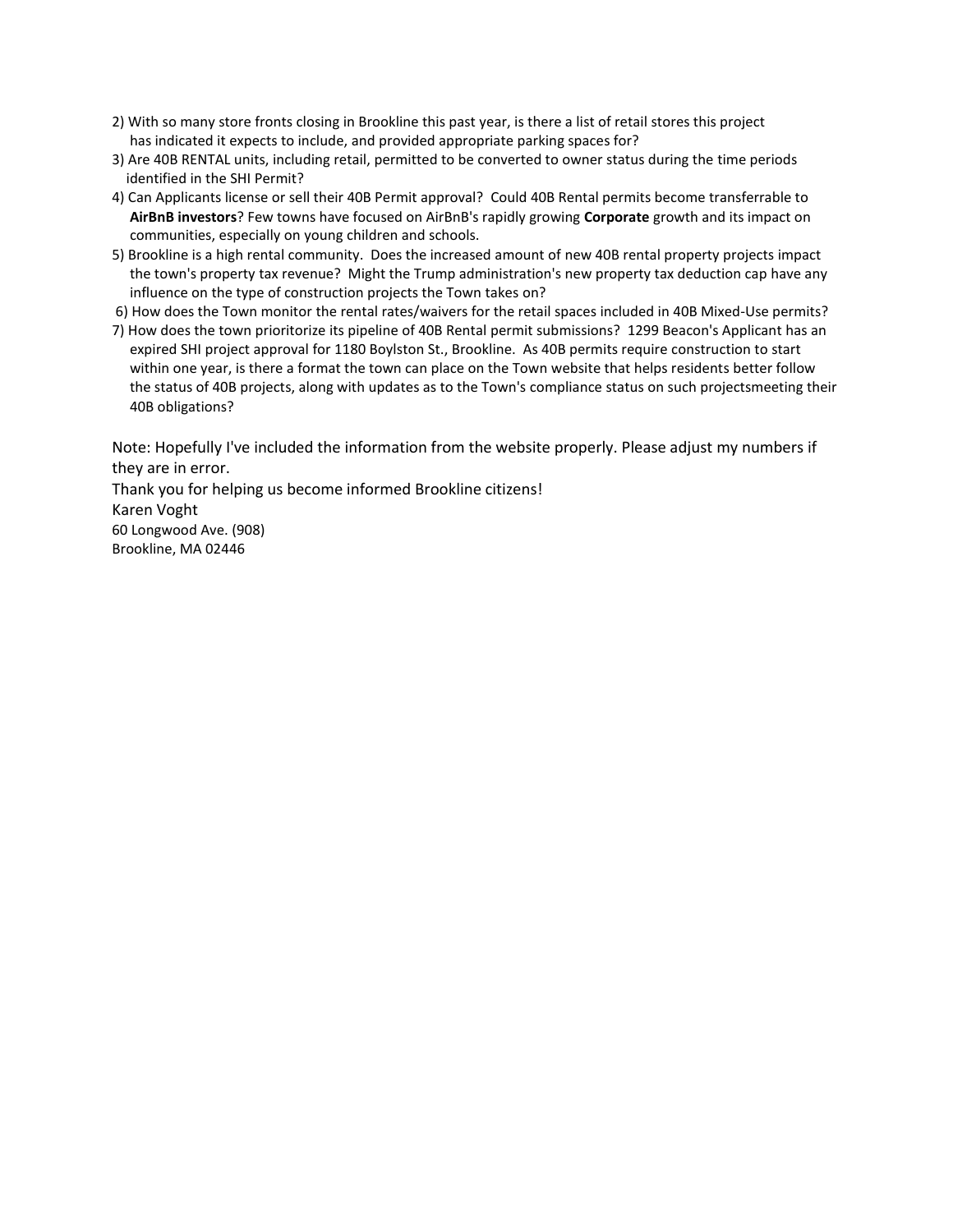2) With so many store fronts closing in Brookline this past year, is there a list of retail stores this project has indicated it expects to include, and provided appropriate parking spaces for?
3) Are 40B RENTAL units, including retail, permitted to be converted to owner status during the time periods identified in the SHI Permit?
4) Can Applicants license or sell their 40B Permit approval? Could 40B Rental permits become transferrable to **AirBnB investors**? Few towns have focused on AirBnB's rapidly growing **Corporate** growth and its impact on communities, especially on young children and schools.
5) Brookline is a high rental community. Does the increased amount of new 40B rental property projects impact the town's property tax revenue? Might the Trump administration's new property tax deduction cap have any influence on the type of construction projects the Town takes on?
6) How does the Town monitor the rental rates/waivers for the retail spaces included in 40B Mixed-Use permits?
7) How does the town prioritorize its pipeline of 40B Rental permit submissions? 1299 Beacon's Applicant has an expired SHI project approval for 1180 Boylston St., Brookline. As 40B permits require construction to start within one year, is there a format the town can place on the Town website that helps residents better follow the status of 40B projects, along with updates as to the Town's compliance status on such projectsmeeting their 40B obligations?

Note: Hopefully I've included the information from the website properly. Please adjust my numbers if they are in error.

Thank you for helping us become informed Brookline citizens!

Karen Voght
60 Longwood Ave. (908)
Brookline, MA 02446